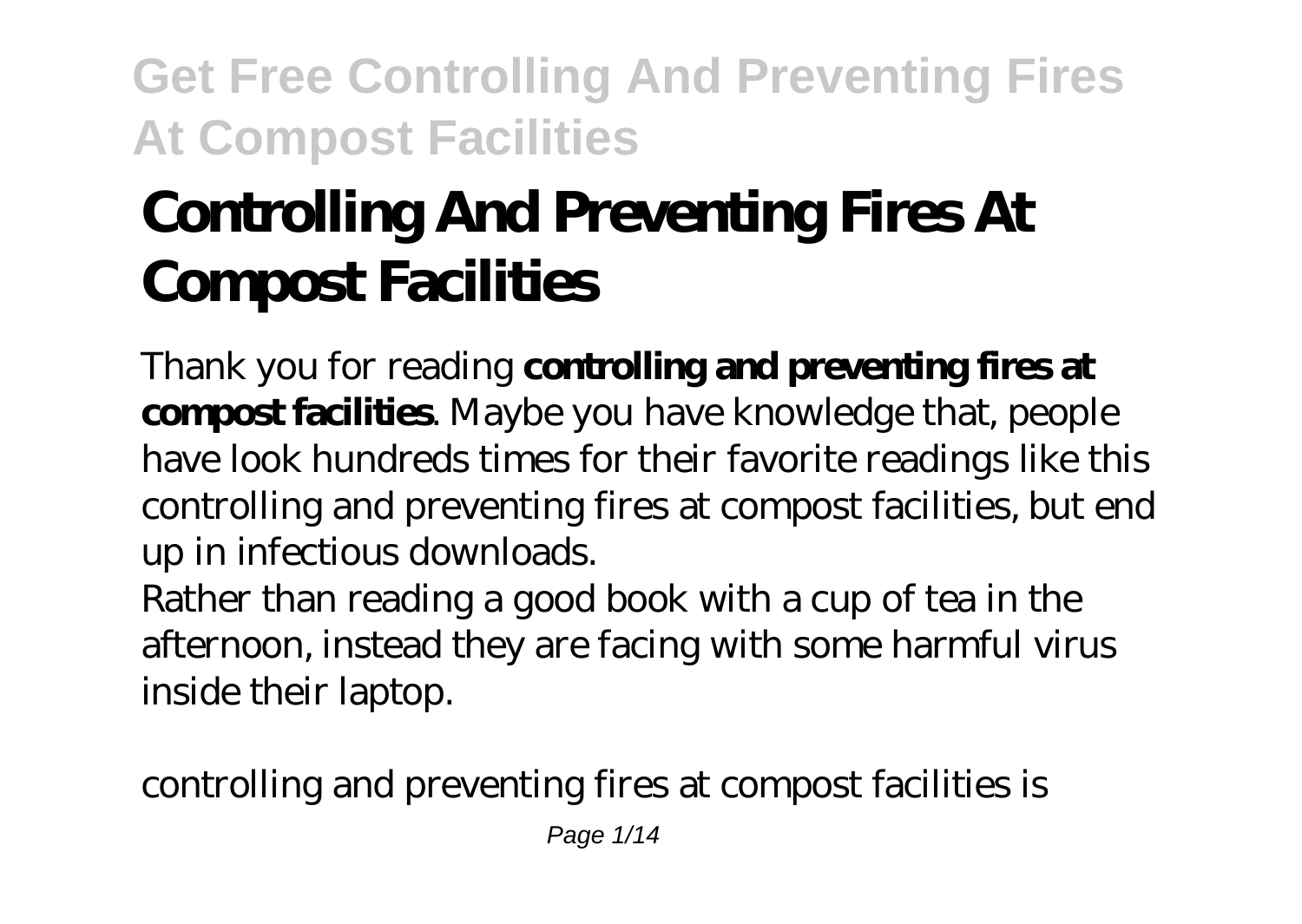# Controlling And Preventing Fires At Compost Facilities

Thank you for reading **controlling and preventing fires at compost facilities**. Maybe you have knowledge that, people have look hundreds times for their favorite readings like this controlling and preventing fires at compost facilities, but end up in infectious downloads.

Rather than reading a good book with a cup of tea in the afternoon, instead they are facing with some harmful virus inside their laptop.

controlling and preventing fires at compost facilities is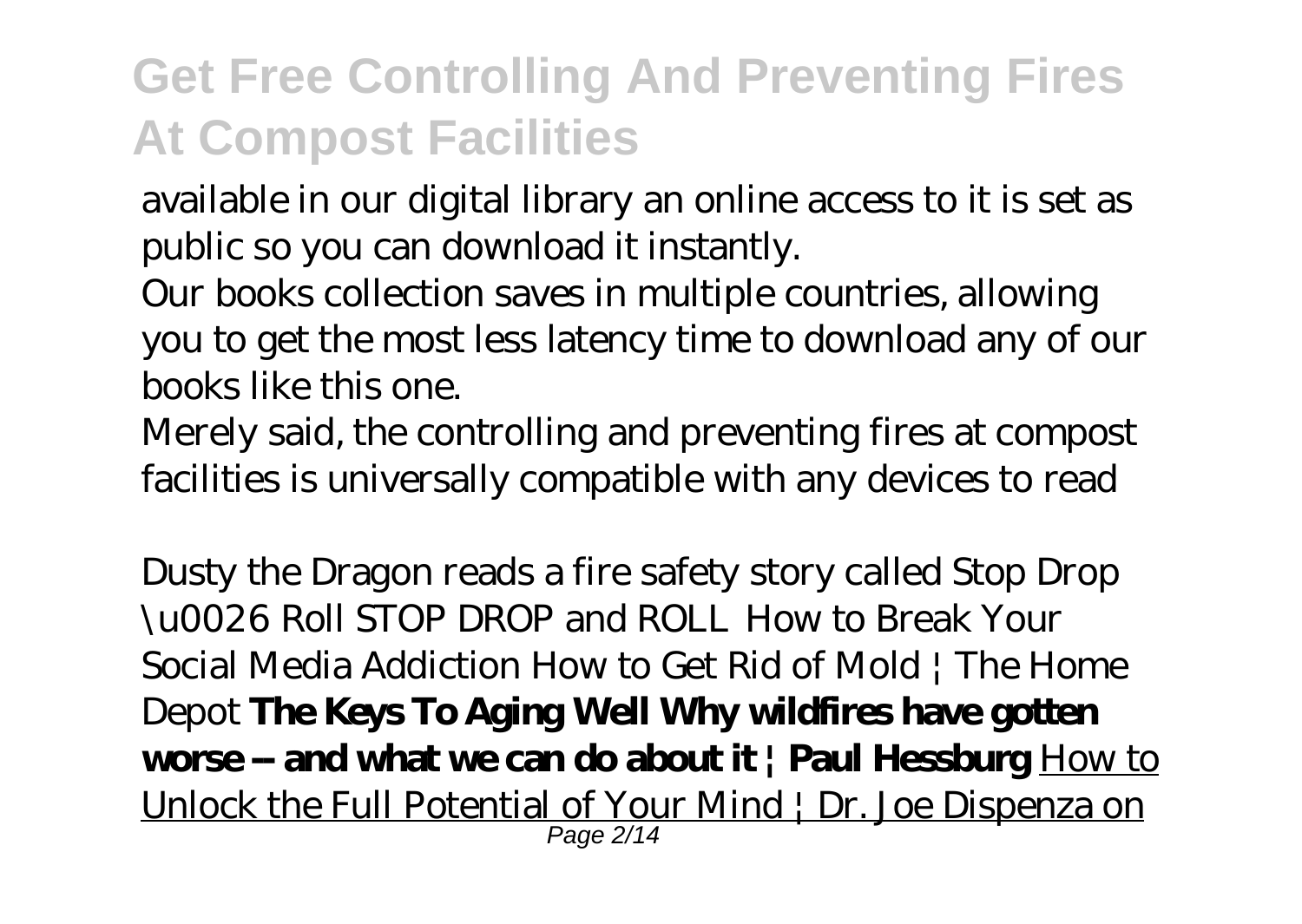available in our digital library an online access to it is set as public so you can download it instantly.

Our books collection saves in multiple countries, allowing you to get the most less latency time to download any of our books like this one.

Merely said, the controlling and preventing fires at compost facilities is universally compatible with any devices to read

*Dusty the Dragon reads a fire safety story called Stop Drop \u0026 Roll STOP DROP and ROLL How to Break Your Social Media Addiction How to Get Rid of Mold | The Home Depot* **The Keys To Aging Well Why wildfires have gotten worse -- and what we can do about it | Paul Hessburg** How to Unlock the Full Potential of Your Mind | Dr. Joe Dispenza on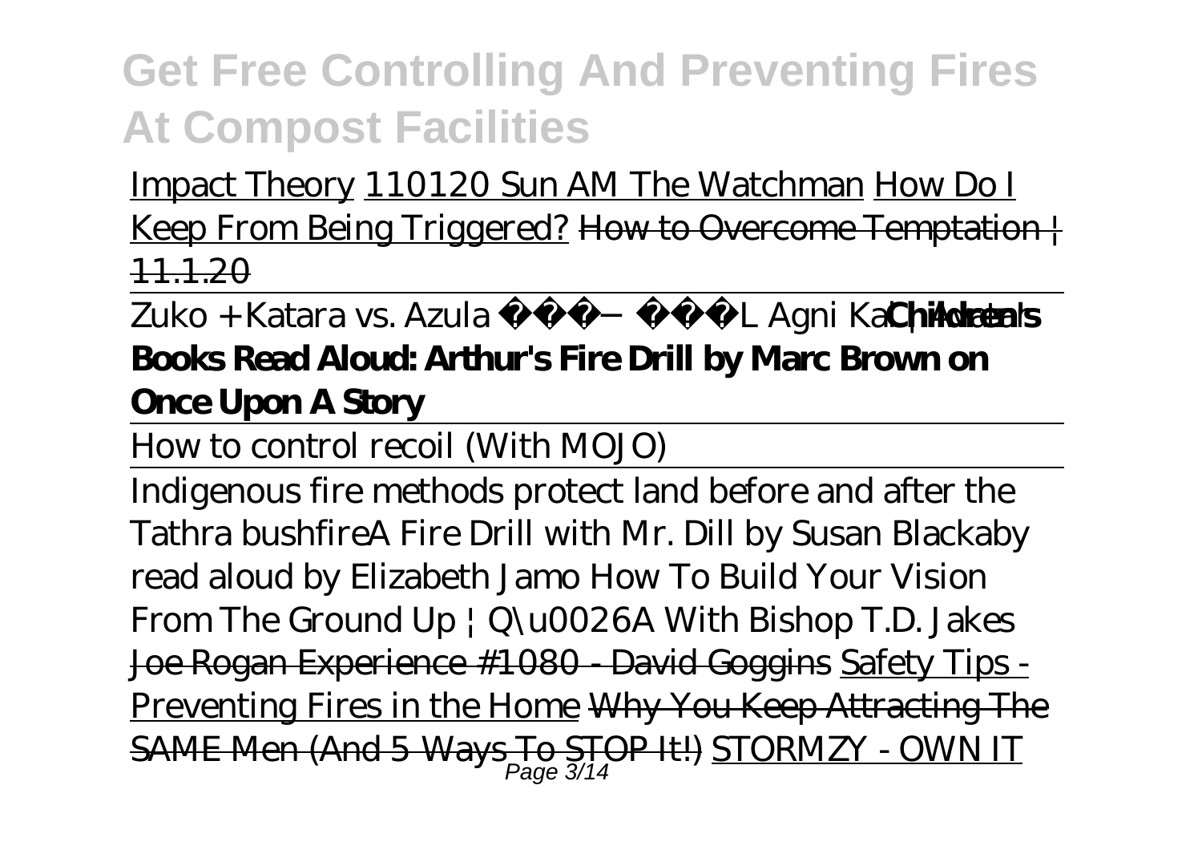Impact Theory 110120 Sun AM The Watchman How Do I Keep From Being Triggered? ~~How to Overcome Temptation | 11.1.20~~

Zuko + Katara vs. Azula FULL Agni Kai | Avatar **Childrens Books Read Aloud: Arthur's Fire Drill by Marc Brown on Once Upon A Story**

How to control recoil (With MOJO)

Indigenous fire methods protect land before and after the Tathra bushfire *A Fire Drill with Mr. Dill by Susan Blackaby read aloud by Elizabeth Jamo* *How To Build Your Vision From The Ground Up | Q\u0026A With Bishop T.D. Jakes* ~~Joe Rogan Experience #1080 - David Goggins~~ Safety Tips - Preventing Fires in the Home ~~Why You Keep Attracting The SAME Men (And 5 Ways To STOP It!)~~ STORMZY - OWN IT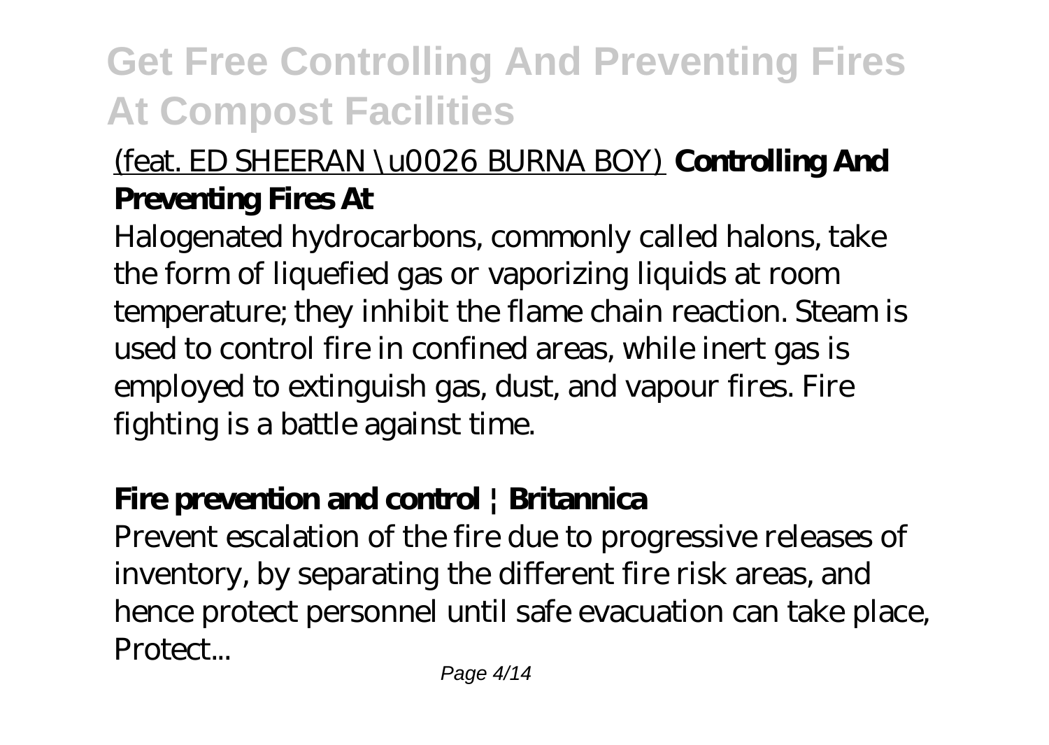# Get Free Controlling And Preventing Fires At Compost Facilities

(feat. ED SHEERAN \u0026 BURNA BOY) **Controlling And Preventing Fires At**

Halogenated hydrocarbons, commonly called halons, take the form of liquefied gas or vaporizing liquids at room temperature; they inhibit the flame chain reaction. Steam is used to control fire in confined areas, while inert gas is employed to extinguish gas, dust, and vapour fires. Fire fighting is a battle against time.

**Fire prevention and control | Britannica**

Prevent escalation of the fire due to progressive releases of inventory, by separating the different fire risk areas, and hence protect personnel until safe evacuation can take place, Protect...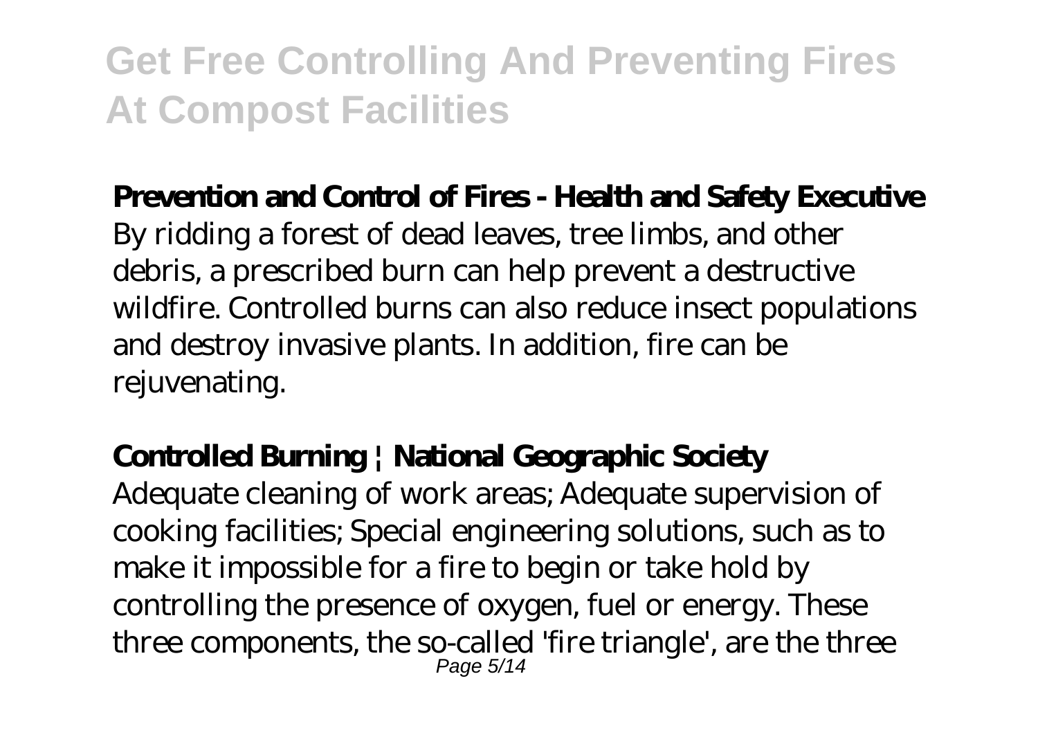**Prevention and Control of Fires - Health and Safety Executive**

By ridding a forest of dead leaves, tree limbs, and other debris, a prescribed burn can help prevent a destructive wildfire. Controlled burns can also reduce insect populations and destroy invasive plants. In addition, fire can be rejuvenating.

**Controlled Burning | National Geographic Society**

Adequate cleaning of work areas; Adequate supervision of cooking facilities; Special engineering solutions, such as to make it impossible for a fire to begin or take hold by controlling the presence of oxygen, fuel or energy. These three components, the so-called 'fire triangle', are the three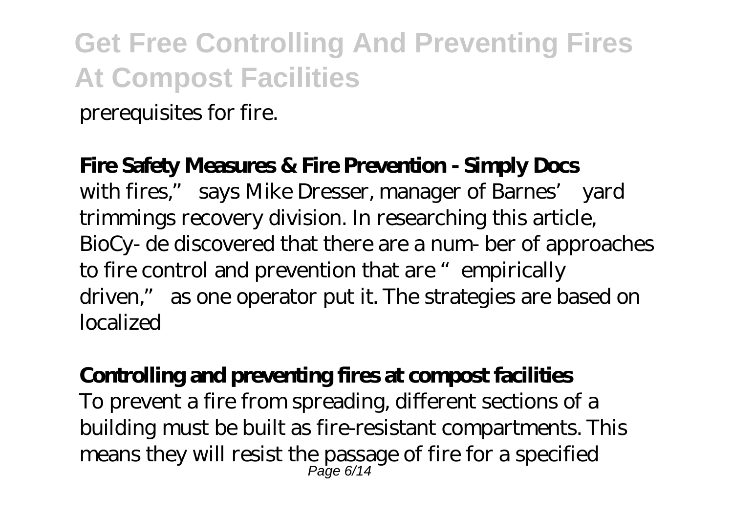prerequisites for fire.

**Fire Safety Measures & Fire Prevention - Simply Docs**

with fires," says Mike Dresser, manager of Barnes' yard trimmings recovery division. In researching this article, BioCy- de discovered that there are a num- ber of approaches to fire control and prevention that are "empirically driven," as one operator put it. The strategies are based on localized

**Controlling and preventing fires at compost facilities**

To prevent a fire from spreading, different sections of a building must be built as fire-resistant compartments. This means they will resist the passage of fire for a specified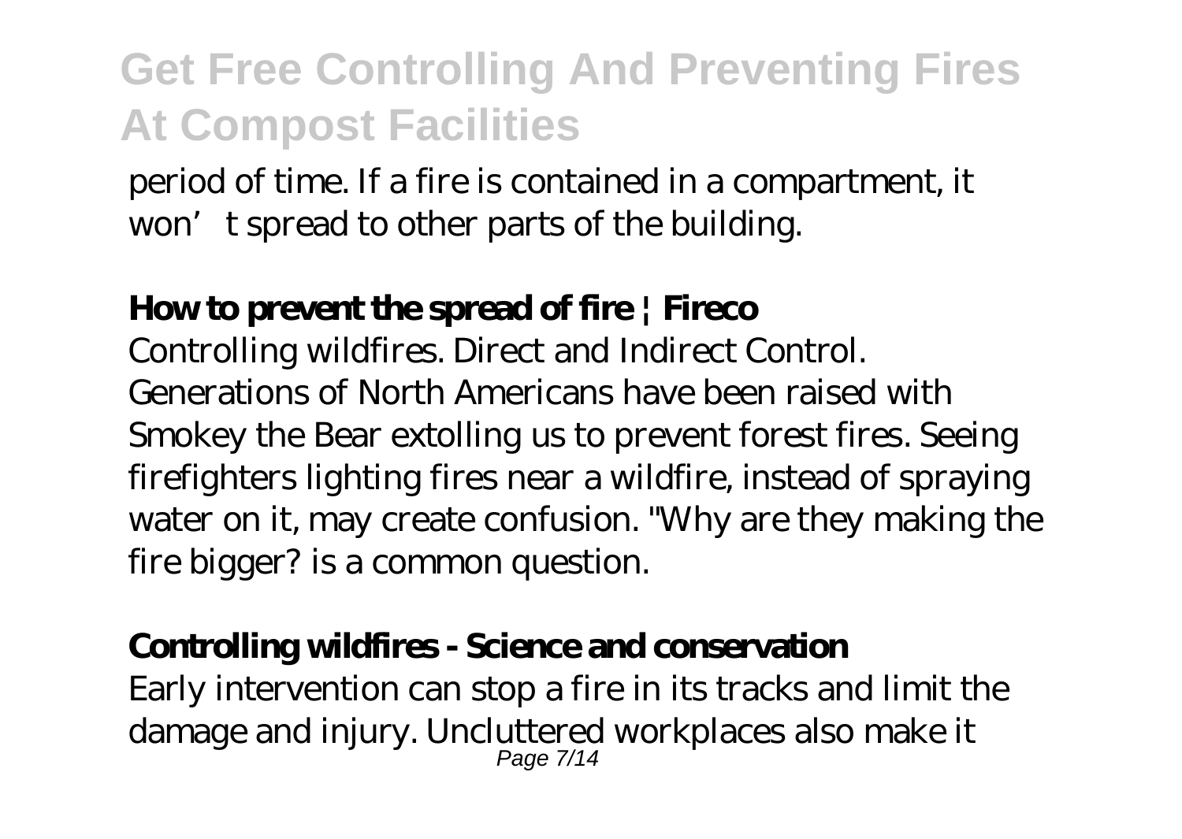period of time. If a fire is contained in a compartment, it won't spread to other parts of the building.

**How to prevent the spread of fire | Fireco**

Controlling wildfires. Direct and Indirect Control. Generations of North Americans have been raised with Smokey the Bear extolling us to prevent forest fires. Seeing firefighters lighting fires near a wildfire, instead of spraying water on it, may create confusion. "Why are they making the fire bigger? is a common question.

**Controlling wildfires - Science and conservation**

Early intervention can stop a fire in its tracks and limit the damage and injury. Uncluttered workplaces also make it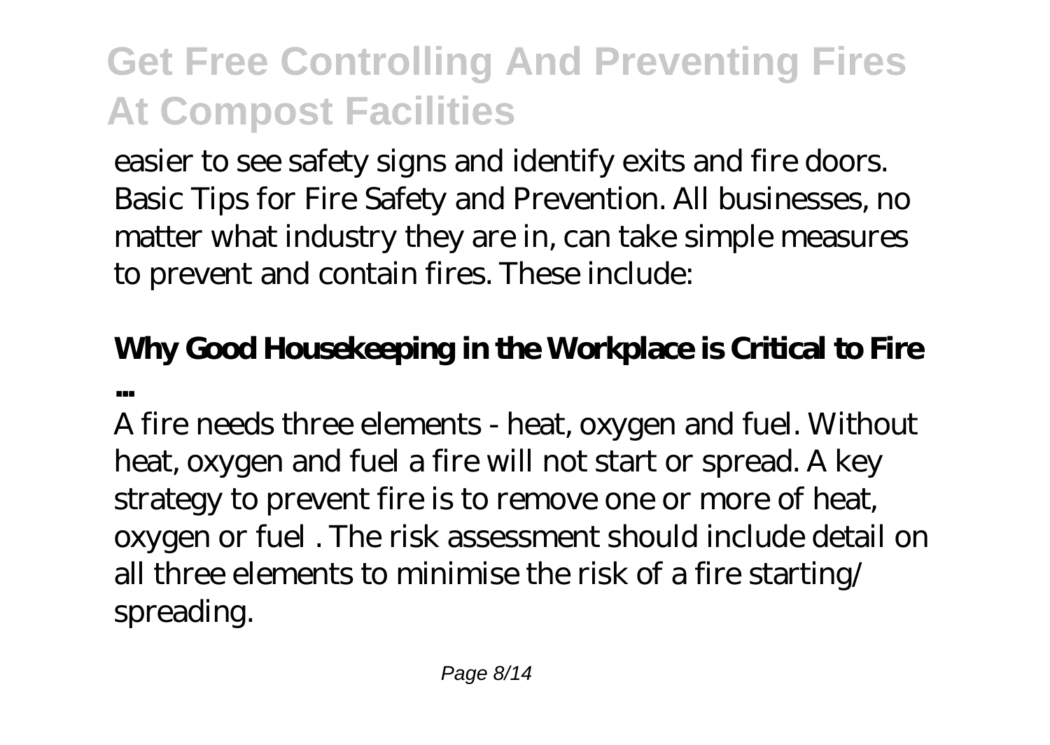easier to see safety signs and identify exits and fire doors. Basic Tips for Fire Safety and Prevention. All businesses, no matter what industry they are in, can take simple measures to prevent and contain fires. These include:

### Why Good Housekeeping in the Workplace is Critical to Fire ...

A fire needs three elements - heat, oxygen and fuel. Without heat, oxygen and fuel a fire will not start or spread. A key strategy to prevent fire is to remove one or more of heat, oxygen or fuel . The risk assessment should include detail on all three elements to minimise the risk of a fire starting/ spreading.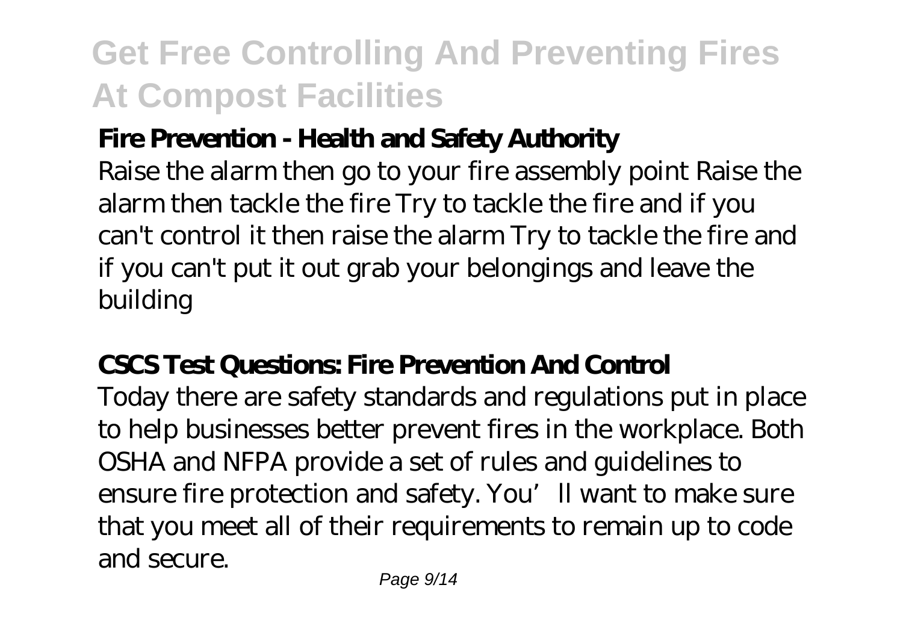### Fire Prevention - Health and Safety Authority

Raise the alarm then go to your fire assembly point Raise the alarm then tackle the fire Try to tackle the fire and if you can't control it then raise the alarm Try to tackle the fire and if you can't put it out grab your belongings and leave the building

### CSCS Test Questions: Fire Prevention And Control

Today there are safety standards and regulations put in place to help businesses better prevent fires in the workplace. Both OSHA and NFPA provide a set of rules and guidelines to ensure fire protection and safety. You' ll want to make sure that you meet all of their requirements to remain up to code and secure.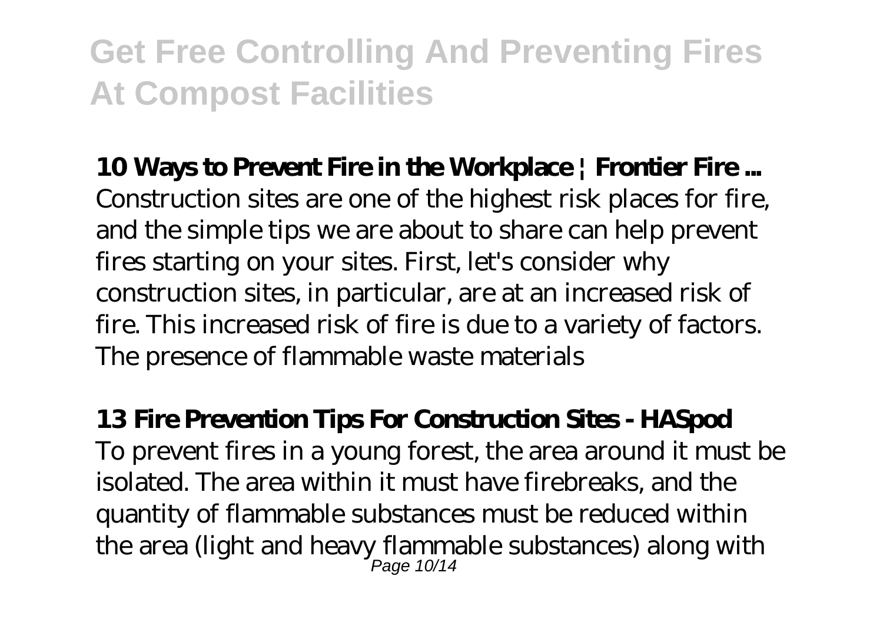## Get Free Controlling And Preventing Fires At Compost Facilities

**10 Ways to Prevent Fire in the Workplace | Frontier Fire ...**

Construction sites are one of the highest risk places for fire, and the simple tips we are about to share can help prevent fires starting on your sites. First, let's consider why construction sites, in particular, are at an increased risk of fire. This increased risk of fire is due to a variety of factors. The presence of flammable waste materials

**13 Fire Prevention Tips For Construction Sites - HASpod**

To prevent fires in a young forest, the area around it must be isolated. The area within it must have firebreaks, and the quantity of flammable substances must be reduced within the area (light and heavy flammable substances) along with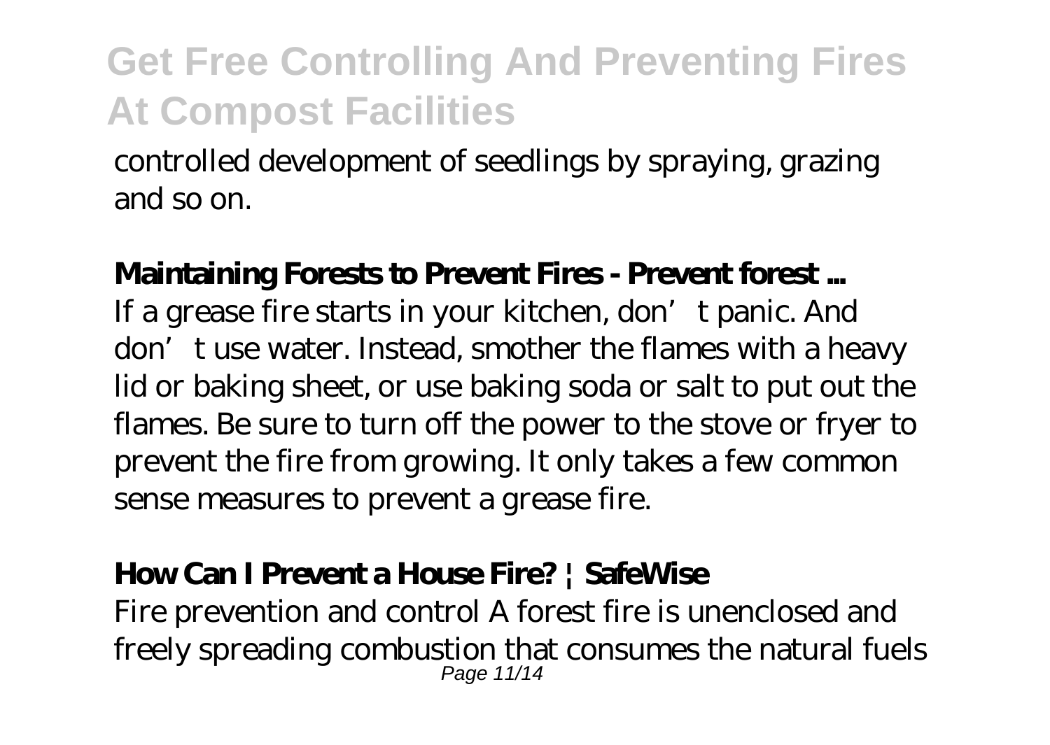controlled development of seedlings by spraying, grazing and so on.

**Maintaining Forests to Prevent Fires - Prevent forest ...**

If a grease fire starts in your kitchen, don't panic. And don't use water. Instead, smother the flames with a heavy lid or baking sheet, or use baking soda or salt to put out the flames. Be sure to turn off the power to the stove or fryer to prevent the fire from growing. It only takes a few common sense measures to prevent a grease fire.

**How Can I Prevent a House Fire? | SafeWise**

Fire prevention and control A forest fire is unenclosed and freely spreading combustion that consumes the natural fuels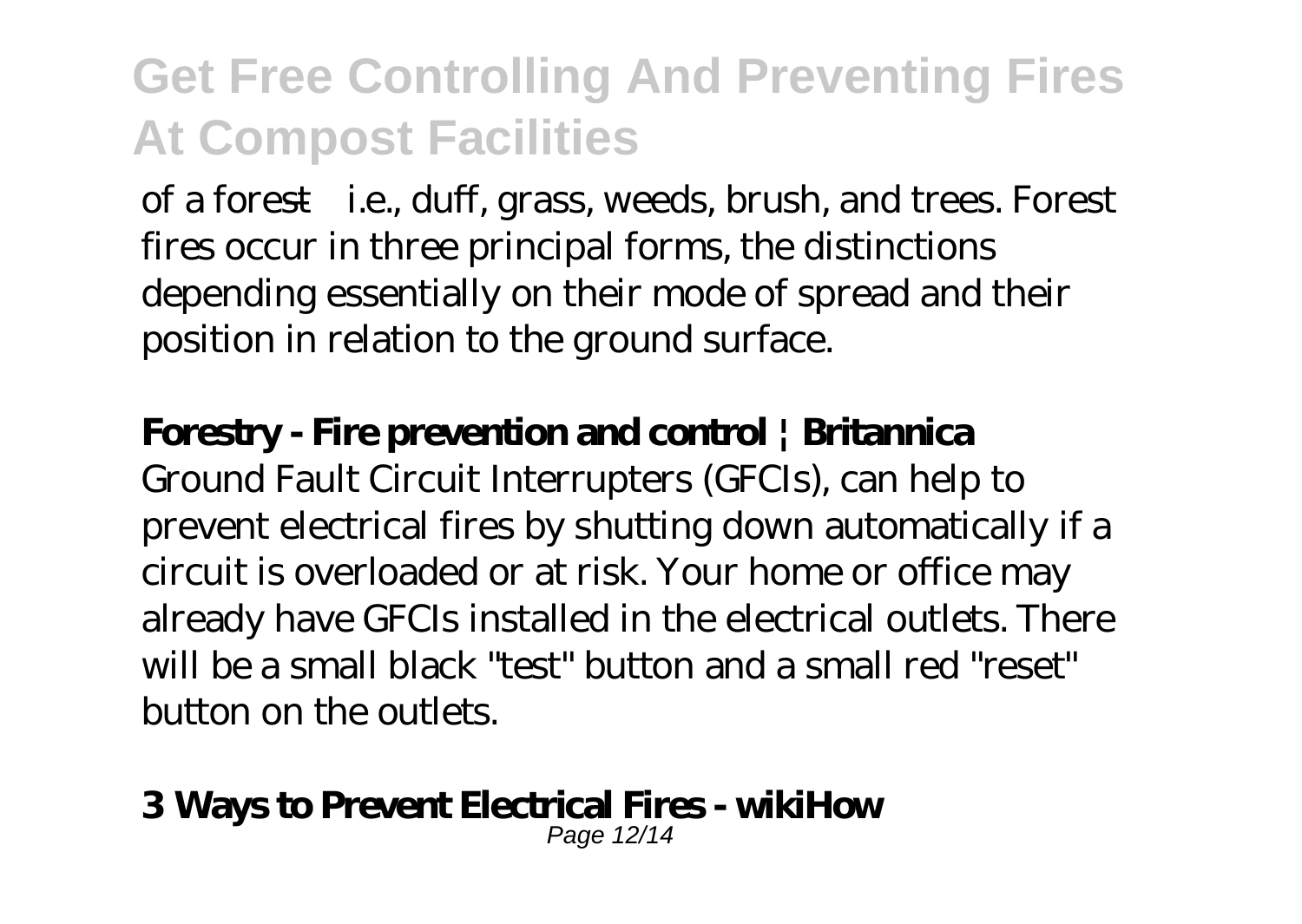of a forest—i.e., duff, grass, weeds, brush, and trees. Forest fires occur in three principal forms, the distinctions depending essentially on their mode of spread and their position in relation to the ground surface.

**Forestry - Fire prevention and control | Britannica**

Ground Fault Circuit Interrupters (GFCIs), can help to prevent electrical fires by shutting down automatically if a circuit is overloaded or at risk. Your home or office may already have GFCIs installed in the electrical outlets. There will be a small black "test" button and a small red "reset" button on the outlets.

**3 Ways to Prevent Electrical Fires - wikiHow**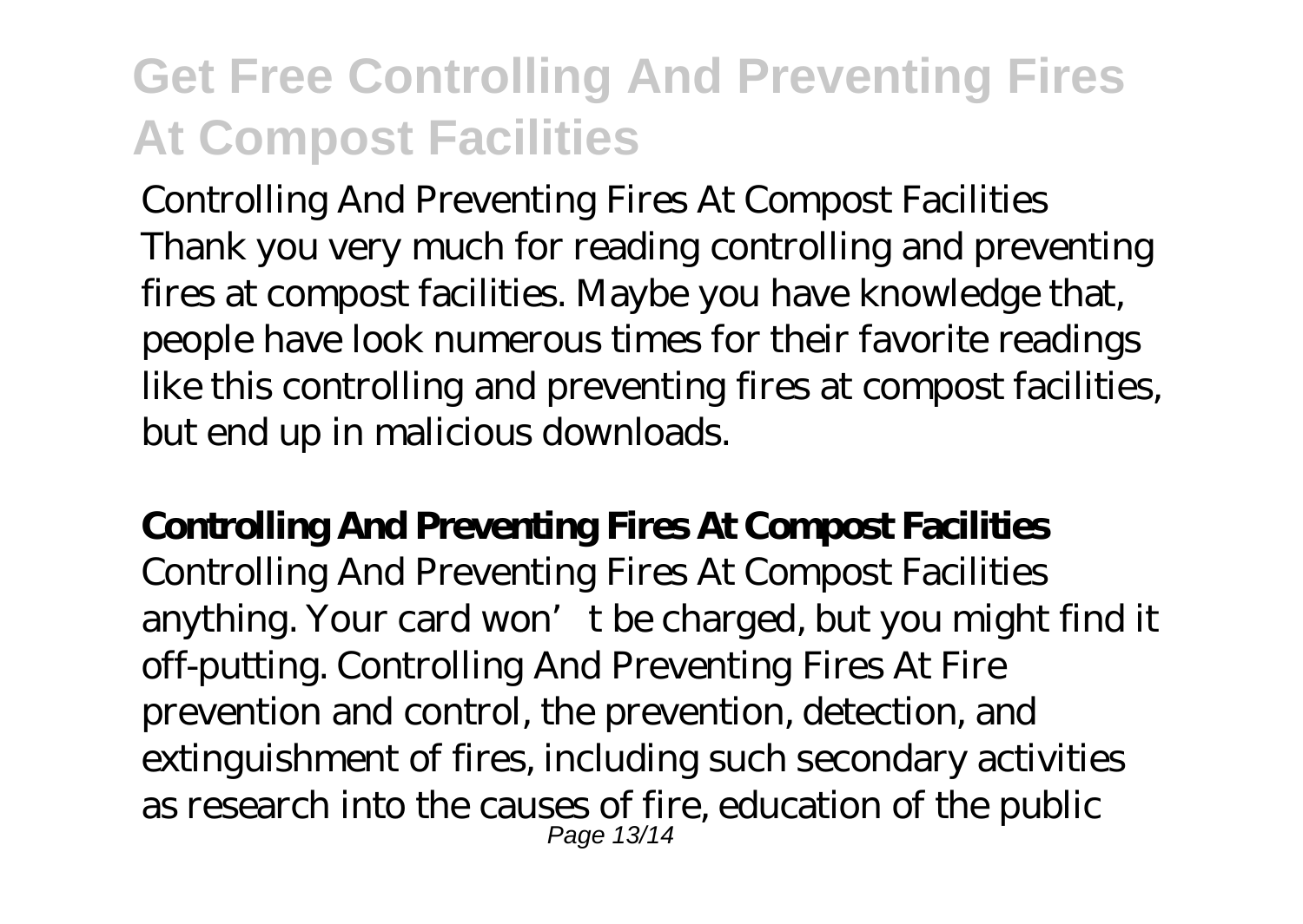Controlling And Preventing Fires At Compost Facilities
Thank you very much for reading controlling and preventing fires at compost facilities. Maybe you have knowledge that, people have look numerous times for their favorite readings like this controlling and preventing fires at compost facilities, but end up in malicious downloads.

**Controlling And Preventing Fires At Compost Facilities**
Controlling And Preventing Fires At Compost Facilities anything. Your card won't be charged, but you might find it off-putting. Controlling And Preventing Fires At Fire prevention and control, the prevention, detection, and extinguishment of fires, including such secondary activities as research into the causes of fire, education of the public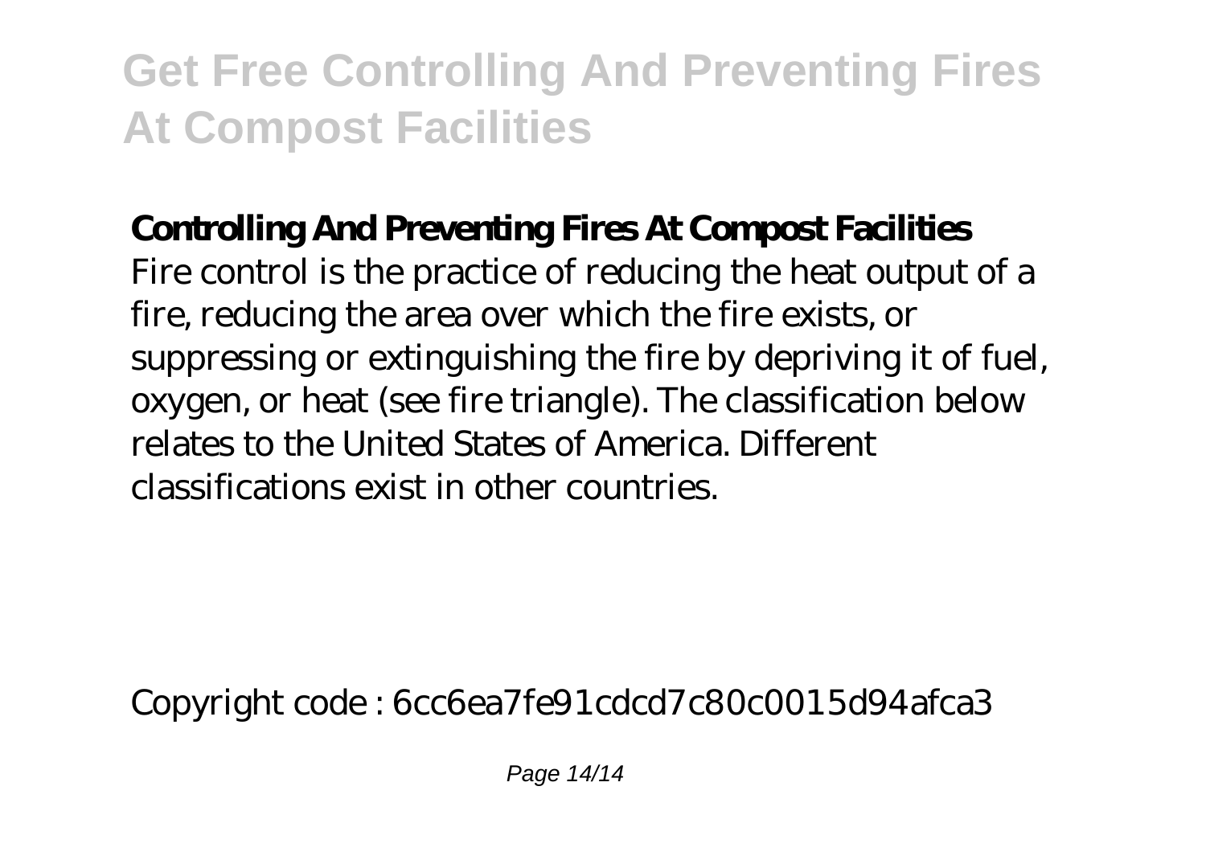**Controlling And Preventing Fires At Compost Facilities**

Fire control is the practice of reducing the heat output of a fire, reducing the area over which the fire exists, or suppressing or extinguishing the fire by depriving it of fuel, oxygen, or heat (see fire triangle). The classification below relates to the United States of America. Different classifications exist in other countries.

Copyright code : 6cc6ea7fe91cdcd7c80c0015d94afca3